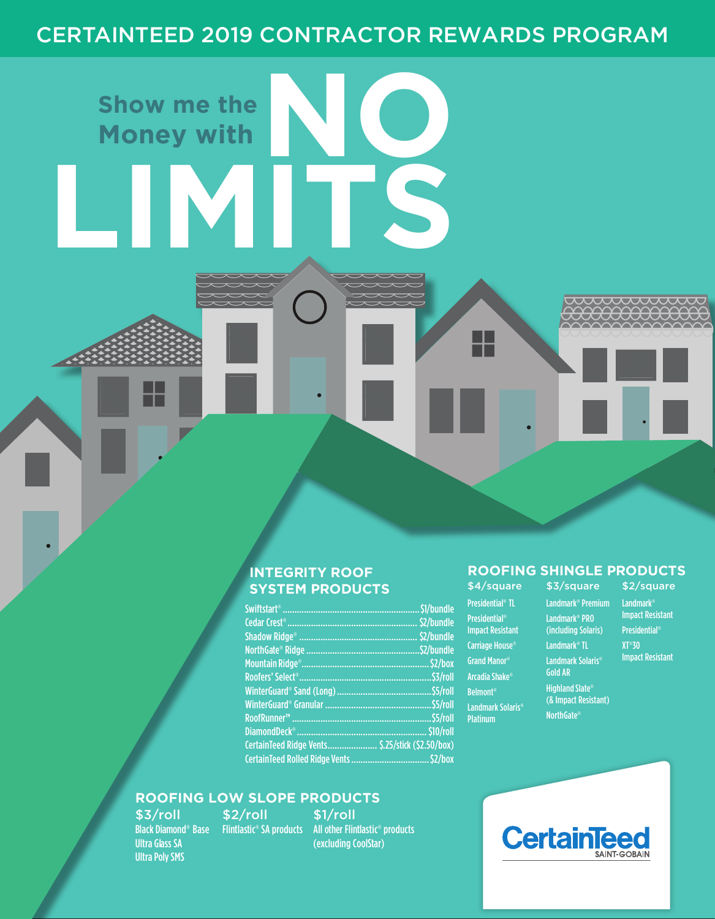# CERTAINTEED 2019 CONTRACTOR REWARDS PROGRAM

## Show me the Money with NO LIMITS

### INTEGRITY ROOF SYSTEM PRODUCTS

| Product | Reward |
|---|---|
| Swiftstart® | $1/bundle |
| Cedar Crest® | $2/bundle |
| Shadow Ridge® | $2/bundle |
| NorthGate® Ridge | $2/bundle |
| Mountain Ridge® | $2/box |
| Roofers' Select® | $3/roll |
| WinterGuard® Sand (Long) | $5/roll |
| WinterGuard® Granular | $5/roll |
| RoofRunner™ | $5/roll |
| DiamondDeck® | $10/roll |
| CertainTeed Ridge Vents | $.25/stick ($2.50/box) |
| CertainTeed Rolled Ridge Vents | $2/box |

### ROOFING SHINGLE PRODUCTS

**$4/square**
- Presidential® TL
- Presidential® Impact Resistant
- Carriage House®
- Grand Manor®
- Arcadia Shake®
- Belmont®
- Landmark Solaris® Platinum

**$3/square**
- Landmark® Premium
- Landmark® PRO (including Solaris)
- Landmark® TL
- Landmark Solaris® Gold AR
- Highland Slate® (& Impact Resistant)
- NorthGate®

**$2/square**
- Landmark® Impact Resistant
- Presidential®
- XT®30 Impact Resistant

### ROOFING LOW SLOPE PRODUCTS

**$3/roll**
- Black Diamond® Base
- Ultra Glass SA
- Ultra Poly SMS

**$2/roll**
- Flintlastic® SA products

**$1/roll**
- All other Flintlastic® products (excluding CoolStar)

CertainTeed
SAINT-GOBAIN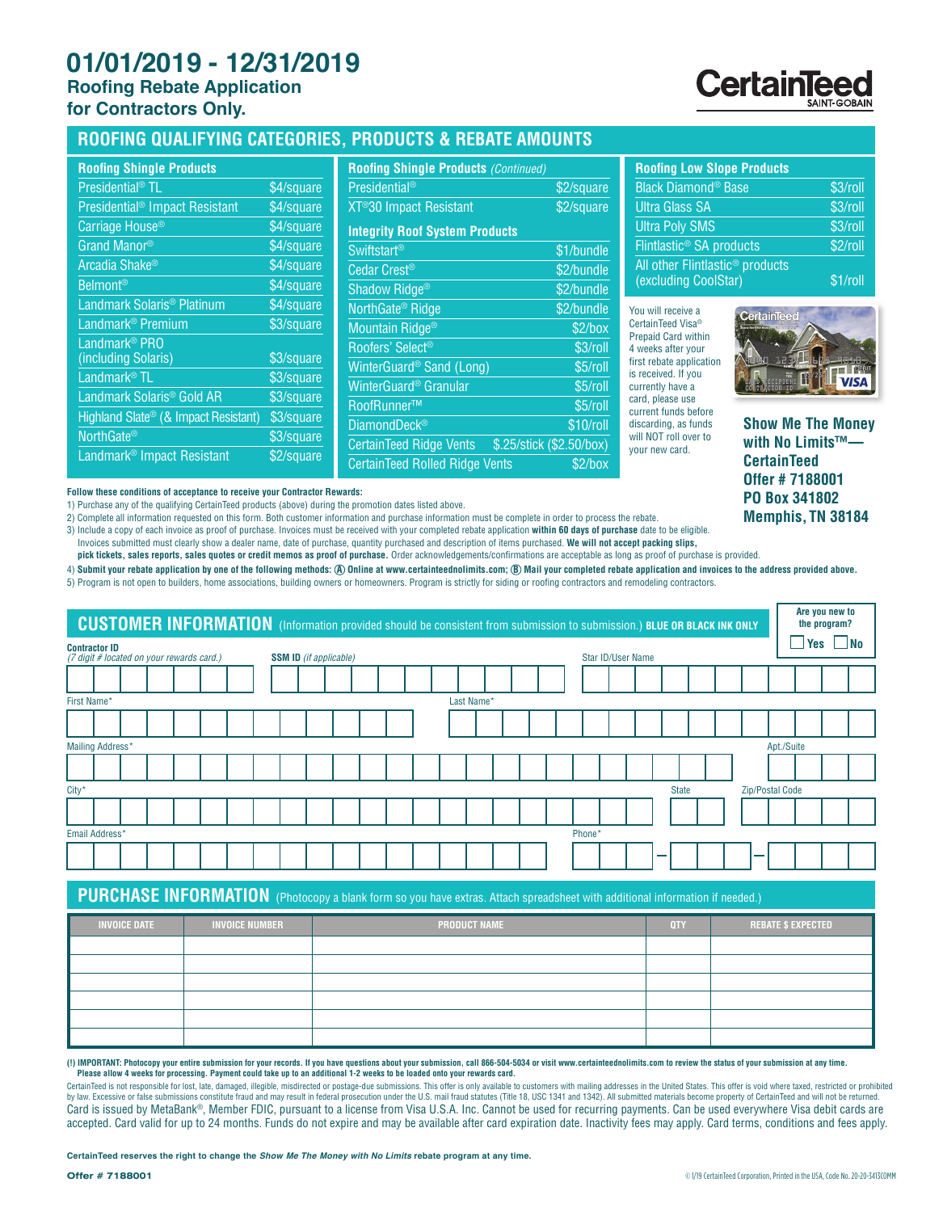# 01/01/2019 - 12/31/2019

## Roofing Rebate Application for Contractors Only.

CertainTeed SAINT-GOBAIN

## ROOFING QUALIFYING CATEGORIES, PRODUCTS & REBATE AMOUNTS

| Roofing Shingle Products | |
|---|---|
| Presidential® TL | $4/square |
| Presidential® Impact Resistant | $4/square |
| Carriage House® | $4/square |
| Grand Manor® | $4/square |
| Arcadia Shake® | $4/square |
| Belmont® | $4/square |
| Landmark Solaris® Platinum | $4/square |
| Landmark® Premium | $3/square |
| Landmark® PRO (including Solaris) | $3/square |
| Landmark® TL | $3/square |
| Landmark Solaris® Gold AR | $3/square |
| Highland Slate® (& Impact Resistant) | $3/square |
| NorthGate® | $3/square |
| Landmark® Impact Resistant | $2/square |

| Roofing Shingle Products *(Continued)* | |
|---|---|
| Presidential® | $2/square |
| XT®30 Impact Resistant | $2/square |
| **Integrity Roof System Products** | |
| Swiftstart® | $1/bundle |
| Cedar Crest® | $2/bundle |
| Shadow Ridge® | $2/bundle |
| NorthGate® Ridge | $2/bundle |
| Mountain Ridge® | $2/box |
| Roofers' Select® | $3/roll |
| WinterGuard® Sand (Long) | $5/roll |
| WinterGuard® Granular | $5/roll |
| RoofRunner™ | $5/roll |
| DiamondDeck® | $10/roll |
| CertainTeed Ridge Vents | $.25/stick ($2.50/box) |
| CertainTeed Rolled Ridge Vents | $2/box |

| Roofing Low Slope Products | |
|---|---|
| Black Diamond® Base | $3/roll |
| Ultra Glass SA | $3/roll |
| Ultra Poly SMS | $3/roll |
| Flintlastic® SA products | $2/roll |
| All other Flintlastic® products (excluding CoolStar) | $1/roll |

You will receive a CertainTeed Visa® Prepaid Card within 4 weeks after your first rebate application is received. If you currently have a card, please use current funds before discarding, as funds will NOT roll over to your new card.

**Show Me The Money with No Limits™— CertainTeed Offer # 7188001 PO Box 341802 Memphis, TN 38184**

**Follow these conditions of acceptance to receive your Contractor Rewards:**

1) Purchase any of the qualifying CertainTeed products (above) during the promotion dates listed above.
2) Complete all information requested on this form. Both customer information and purchase information must be complete in order to process the rebate.
3) Include a copy of each invoice as proof of purchase. Invoices must be received with your completed rebate application **within 60 days of purchase** date to be eligible. Invoices submitted must clearly show a dealer name, date of purchase, quantity purchased and description of items purchased. **We will not accept packing slips, pick tickets, sales reports, sales quotes or credit memos as proof of purchase.** Order acknowledgements/confirmations are acceptable as long as proof of purchase is provided.
4) **Submit your rebate application by one of the following methods: Ⓐ Online at www.certainteednolimits.com; Ⓑ Mail your completed rebate application and invoices to the address provided above.**
5) Program is not open to builders, home associations, building owners or homeowners. Program is strictly for siding or roofing contractors and remodeling contractors.

## CUSTOMER INFORMATION (Information provided should be consistent from submission to submission.) BLUE OR BLACK INK ONLY

Are you new to the program? ☐ Yes ☐ No

Contractor ID *(7 digit # located on your rewards card.)* | SSM ID *(if applicable)* | Star ID/User Name

First Name* | Last Name*

Mailing Address* | Apt./Suite

City* | State | Zip/Postal Code

Email Address* | Phone*

## PURCHASE INFORMATION (Photocopy a blank form so you have extras. Attach spreadsheet with additional information if needed.)

| INVOICE DATE | INVOICE NUMBER | PRODUCT NAME | QTY | REBATE $ EXPECTED |
|---|---|---|---|---|
| | | | | |
| | | | | |
| | | | | |
| | | | | |
| | | | | |
| | | | | |

**(!) IMPORTANT: Photocopy your entire submission for your records. If you have questions about your submission, call 866-504-5034 or visit www.certainteednolimits.com to review the status of your submission at any time. Please allow 4 weeks for processing. Payment could take up to an additional 1-2 weeks to be loaded onto your rewards card.**

CertainTeed is not responsible for lost, late, damaged, illegible, misdirected or postage-due submissions. This offer is only available to customers with mailing addresses in the United States. This offer is void where taxed, restricted or prohibited by law. Excessive or false submissions constitute fraud and may result in federal prosecution under the U.S. mail fraud statutes (Title 18, USC 1341 and 1342). All submitted materials become property of CertainTeed and will not be returned. Card is issued by MetaBank®, Member FDIC, pursuant to a license from Visa U.S.A. Inc. Cannot be used for recurring payments. Can be used everywhere Visa debit cards are accepted. Card valid for up to 24 months. Funds do not expire and may be available after card expiration date. Inactivity fees may apply. Card terms, conditions and fees apply.

**CertainTeed reserves the right to change the *Show Me The Money with No Limits* rebate program at any time.**

**Offer # 7188001**

© 1/19 CertainTeed Corporation, Printed in the USA, Code No. 20-20-3413COMM